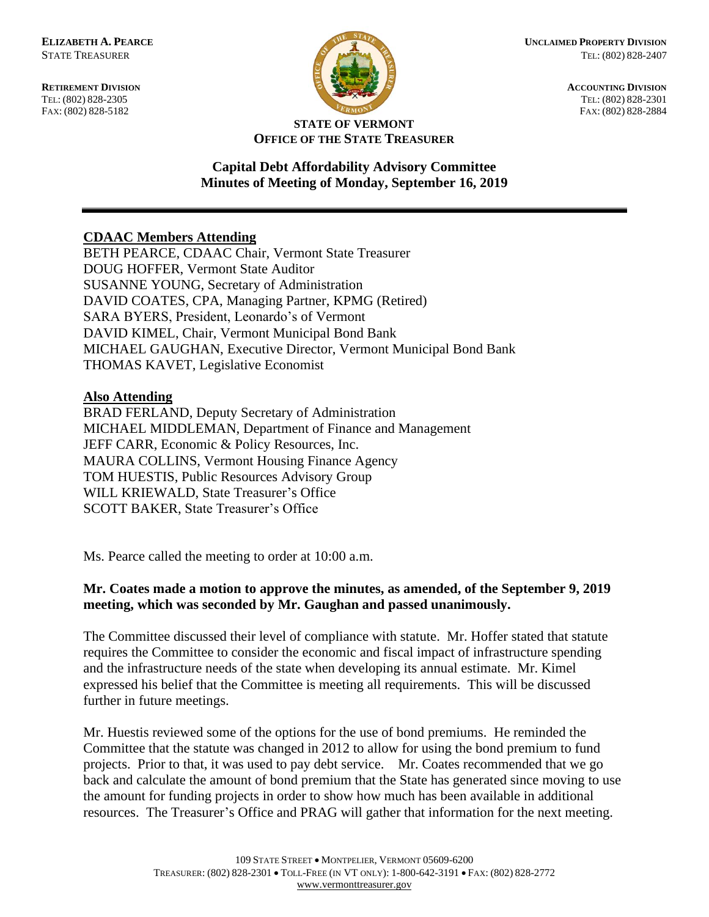**ELIZABETH A. PEARCE**
STATE TREASURER

**RETIREMENT DIVISION**
TEL: (802) 828-2305
FAX: (802) 828-5182

**UNCLAIMED PROPERTY DIVISION**
TEL: (802) 828-2407

**ACCOUNTING DIVISION**
TEL: (802) 828-2301
FAX: (802) 828-2884

**STATE OF VERMONT**
**OFFICE OF THE STATE TREASURER**

## Capital Debt Affordability Advisory Committee
## Minutes of Meeting of Monday, September 16, 2019

---

**CDAAC Members Attending**

BETH PEARCE, CDAAC Chair, Vermont State Treasurer
DOUG HOFFER, Vermont State Auditor
SUSANNE YOUNG, Secretary of Administration
DAVID COATES, CPA, Managing Partner, KPMG (Retired)
SARA BYERS, President, Leonardo's of Vermont
DAVID KIMEL, Chair, Vermont Municipal Bond Bank
MICHAEL GAUGHAN, Executive Director, Vermont Municipal Bond Bank
THOMAS KAVET, Legislative Economist

**Also Attending**

BRAD FERLAND, Deputy Secretary of Administration
MICHAEL MIDDLEMAN, Department of Finance and Management
JEFF CARR, Economic & Policy Resources, Inc.
MAURA COLLINS, Vermont Housing Finance Agency
TOM HUESTIS, Public Resources Advisory Group
WILL KRIEWALD, State Treasurer's Office
SCOTT BAKER, State Treasurer's Office

Ms. Pearce called the meeting to order at 10:00 a.m.

**Mr. Coates made a motion to approve the minutes, as amended, of the September 9, 2019 meeting, which was seconded by Mr. Gaughan and passed unanimously.**

The Committee discussed their level of compliance with statute. Mr. Hoffer stated that statute requires the Committee to consider the economic and fiscal impact of infrastructure spending and the infrastructure needs of the state when developing its annual estimate. Mr. Kimel expressed his belief that the Committee is meeting all requirements. This will be discussed further in future meetings.

Mr. Huestis reviewed some of the options for the use of bond premiums. He reminded the Committee that the statute was changed in 2012 to allow for using the bond premium to fund projects. Prior to that, it was used to pay debt service. Mr. Coates recommended that we go back and calculate the amount of bond premium that the State has generated since moving to use the amount for funding projects in order to show how much has been available in additional resources. The Treasurer's Office and PRAG will gather that information for the next meeting.

109 STATE STREET • MONTPELIER, VERMONT 05609-6200
TREASURER: (802) 828-2301 • TOLL-FREE (IN VT ONLY): 1-800-642-3191 • FAX: (802) 828-2772
www.vermonttreasurer.gov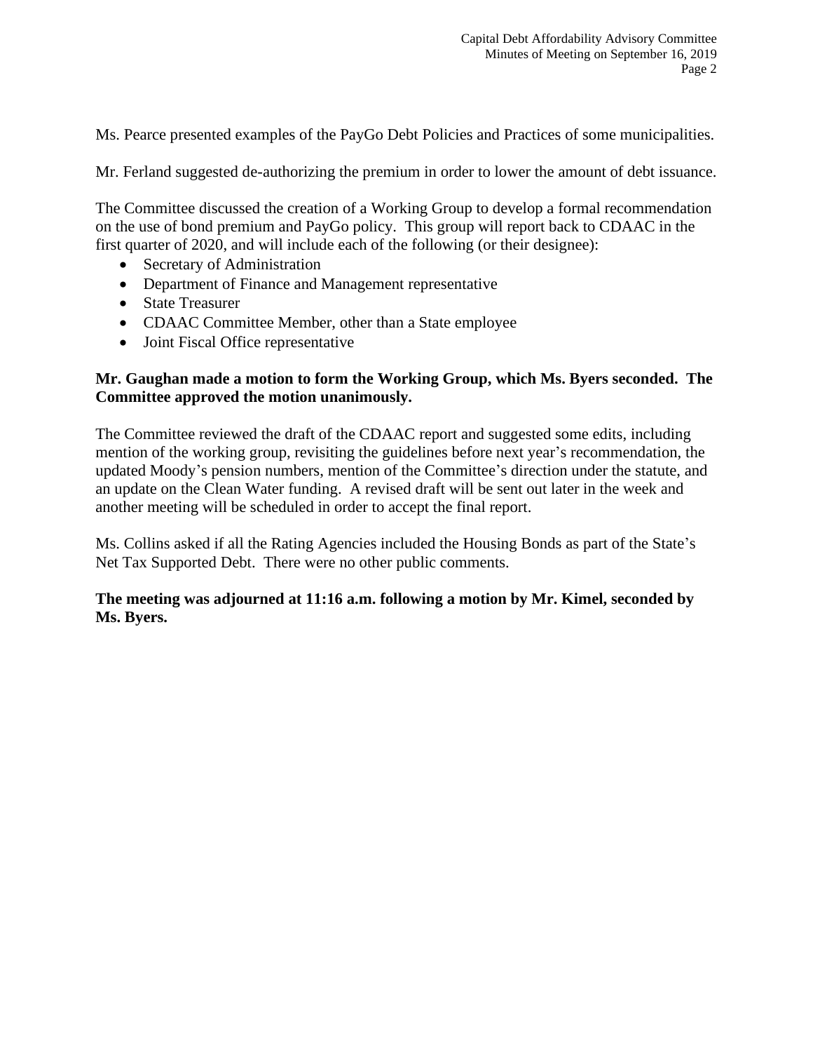Ms. Pearce presented examples of the PayGo Debt Policies and Practices of some municipalities.

Mr. Ferland suggested de-authorizing the premium in order to lower the amount of debt issuance.

The Committee discussed the creation of a Working Group to develop a formal recommendation on the use of bond premium and PayGo policy. This group will report back to CDAAC in the first quarter of 2020, and will include each of the following (or their designee):

- Secretary of Administration
- Department of Finance and Management representative
- State Treasurer
- CDAAC Committee Member, other than a State employee
- Joint Fiscal Office representative

**Mr. Gaughan made a motion to form the Working Group, which Ms. Byers seconded. The Committee approved the motion unanimously.**

The Committee reviewed the draft of the CDAAC report and suggested some edits, including mention of the working group, revisiting the guidelines before next year's recommendation, the updated Moody's pension numbers, mention of the Committee's direction under the statute, and an update on the Clean Water funding. A revised draft will be sent out later in the week and another meeting will be scheduled in order to accept the final report.

Ms. Collins asked if all the Rating Agencies included the Housing Bonds as part of the State's Net Tax Supported Debt. There were no other public comments.

**The meeting was adjourned at 11:16 a.m. following a motion by Mr. Kimel, seconded by Ms. Byers.**